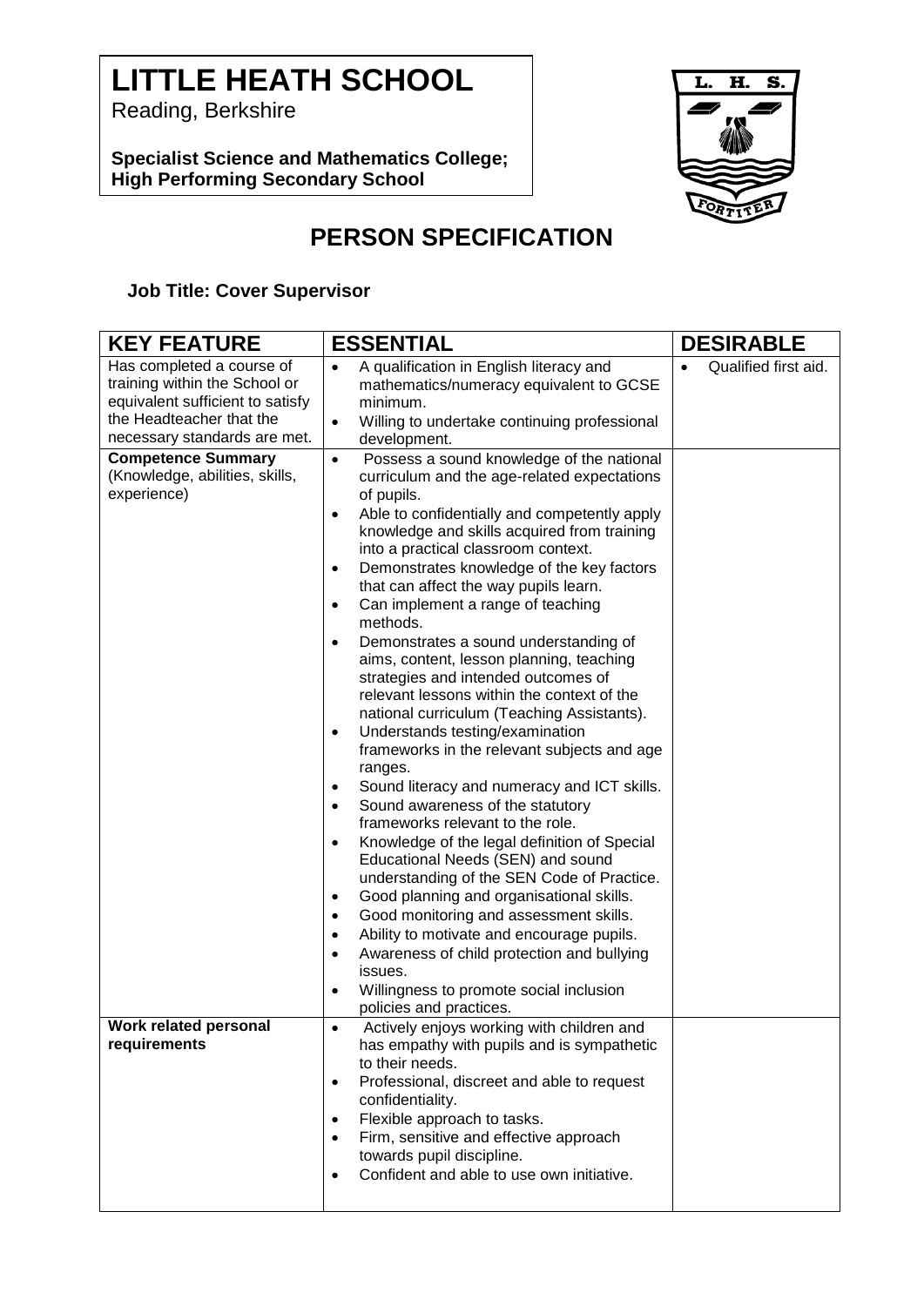# LITTLE HEATH SCHOOL

Reading, Berkshire

**Specialist Science and Mathematics College; High Performing Secondary School**

## PERSON SPECIFICATION

**Job Title: Cover Supervisor**

| KEY FEATURE | ESSENTIAL | DESIRABLE |
|---|---|---|
| Has completed a course of training within the School or equivalent sufficient to satisfy the Headteacher that the necessary standards are met. | • A qualification in English literacy and mathematics/numeracy equivalent to GCSE minimum.<br>• Willing to undertake continuing professional development. | • Qualified first aid. |
| **Competence Summary** (Knowledge, abilities, skills, experience) | • Possess a sound knowledge of the national curriculum and the age-related expectations of pupils.<br>• Able to confidentially and competently apply knowledge and skills acquired from training into a practical classroom context.<br>• Demonstrates knowledge of the key factors that can affect the way pupils learn.<br>• Can implement a range of teaching methods.<br>• Demonstrates a sound understanding of aims, content, lesson planning, teaching strategies and intended outcomes of relevant lessons within the context of the national curriculum (Teaching Assistants).<br>• Understands testing/examination frameworks in the relevant subjects and age ranges.<br>• Sound literacy and numeracy and ICT skills.<br>• Sound awareness of the statutory frameworks relevant to the role.<br>• Knowledge of the legal definition of Special Educational Needs (SEN) and sound understanding of the SEN Code of Practice.<br>• Good planning and organisational skills.<br>• Good monitoring and assessment skills.<br>• Ability to motivate and encourage pupils.<br>• Awareness of child protection and bullying issues.<br>• Willingness to promote social inclusion policies and practices. | |
| **Work related personal requirements** | • Actively enjoys working with children and has empathy with pupils and is sympathetic to their needs.<br>• Professional, discreet and able to request confidentiality.<br>• Flexible approach to tasks.<br>• Firm, sensitive and effective approach towards pupil discipline.<br>• Confident and able to use own initiative. | |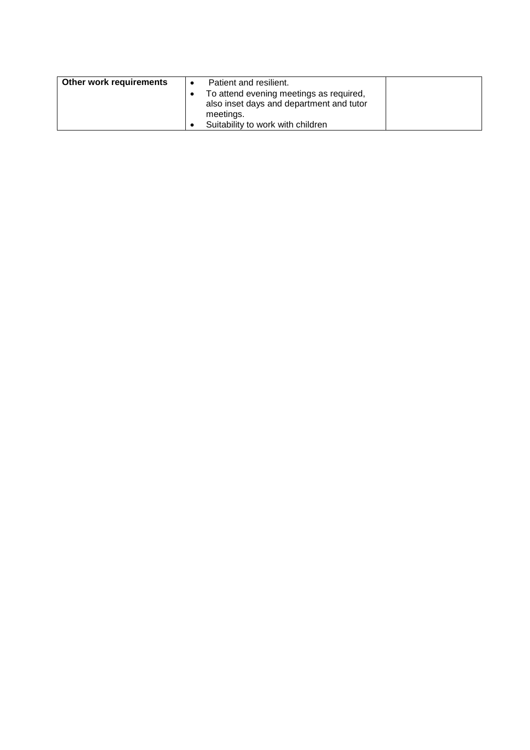| | | |
|---|---|---|
| **Other work requirements** | • Patient and resilient.<br>• To attend evening meetings as required, also inset days and department and tutor meetings.<br>• Suitability to work with children | |